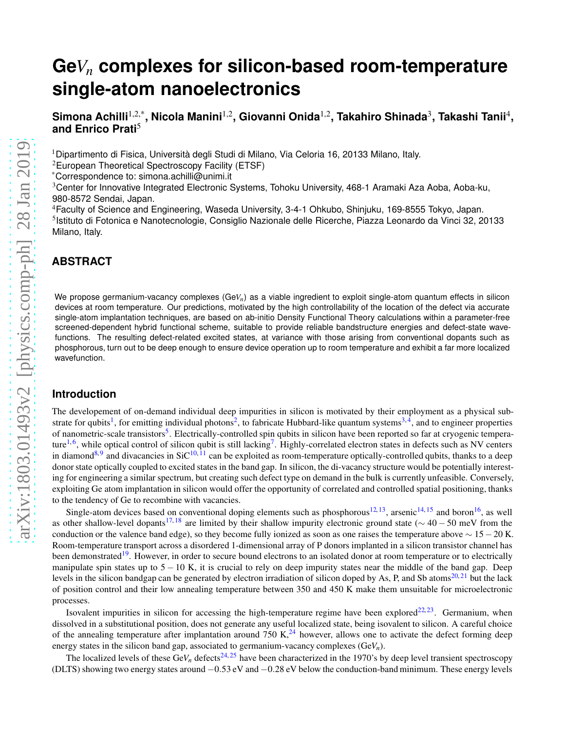# Ge$V_n$ complexes for silicon-based room-temperature single-atom nanoelectronics

**Simona Achilli[1,2,*], Nicola Manini[1,2], Giovanni Onida[1,2], Takahiro Shinada[3], Takashi Tanii[4], and Enrico Prati[5]**

[1]Dipartimento di Fisica, Università degli Studi di Milano, Via Celoria 16, 20133 Milano, Italy.
[2]European Theoretical Spectroscopy Facility (ETSF)
[*]Correspondence to: simona.achilli@unimi.it
[3]Center for Innovative Integrated Electronic Systems, Tohoku University, 468-1 Aramaki Aza Aoba, Aoba-ku, 980-8572 Sendai, Japan.
[4]Faculty of Science and Engineering, Waseda University, 3-4-1 Ohkubo, Shinjuku, 169-8555 Tokyo, Japan.
[5]Istituto di Fotonica e Nanotecnologie, Consiglio Nazionale delle Ricerche, Piazza Leonardo da Vinci 32, 20133 Milano, Italy.

## ABSTRACT

We propose germanium-vacancy complexes (Ge$V_n$) as a viable ingredient to exploit single-atom quantum effects in silicon devices at room temperature. Our predictions, motivated by the high controllability of the location of the defect via accurate single-atom implantation techniques, are based on ab-initio Density Functional Theory calculations within a parameter-free screened-dependent hybrid functional scheme, suitable to provide reliable bandstructure energies and defect-state wavefunctions. The resulting defect-related excited states, at variance with those arising from conventional dopants such as phosphorous, turn out to be deep enough to ensure device operation up to room temperature and exhibit a far more localized wavefunction.

## Introduction

The developement of on-demand individual deep impurities in silicon is motivated by their employment as a physical substrate for qubits[1], for emitting individual photons[2], to fabricate Hubbard-like quantum systems[3,4], and to engineer properties of nanometric-scale transistors[5]. Electrically-controlled spin qubits in silicon have been reported so far at cryogenic temperature[1,6], while optical control of silicon qubit is still lacking[7]. Highly-correlated electron states in defects such as NV centers in diamond[8,9] and divacancies in SiC[10,11] can be exploited as room-temperature optically-controlled qubits, thanks to a deep donor state optically coupled to excited states in the band gap. In silicon, the di-vacancy structure would be potentially interesting for engineering a similar spectrum, but creating such defect type on demand in the bulk is currently unfeasible. Conversely, exploiting Ge atom implantation in silicon would offer the opportunity of correlated and controlled spatial positioning, thanks to the tendency of Ge to recombine with vacancies.

Single-atom devices based on conventional doping elements such as phosphorous[12,13], arsenic[14,15] and boron[16], as well as other shallow-level dopants[17,18] are limited by their shallow impurity electronic ground state ($\sim 40-50$ meV from the conduction or the valence band edge), so they become fully ionized as soon as one raises the temperature above $\sim 15-20$ K. Room-temperature transport across a disordered 1-dimensional array of P donors implanted in a silicon transistor channel has been demonstrated[19]. However, in order to secure bound electrons to an isolated donor at room temperature or to electrically manipulate spin states up to $5-10$ K, it is crucial to rely on deep impurity states near the middle of the band gap. Deep levels in the silicon bandgap can be generated by electron irradiation of silicon doped by As, P, and Sb atoms[20,21] but the lack of position control and their low annealing temperature between 350 and 450 K make them unsuitable for microelectronic processes.

Isovalent impurities in silicon for accessing the high-temperature regime have been explored[22,23]. Germanium, when dissolved in a substitutional position, does not generate any useful localized state, being isovalent to silicon. A careful choice of the annealing temperature after implantation around 750 K,[24] however, allows one to activate the defect forming deep energy states in the silicon band gap, associated to germanium-vacancy complexes (Ge$V_n$).

The localized levels of these Ge$V_n$ defects[24,25] have been characterized in the 1970's by deep level transient spectroscopy (DLTS) showing two energy states around $-0.53$ eV and $-0.28$ eV below the conduction-band minimum. These energy levels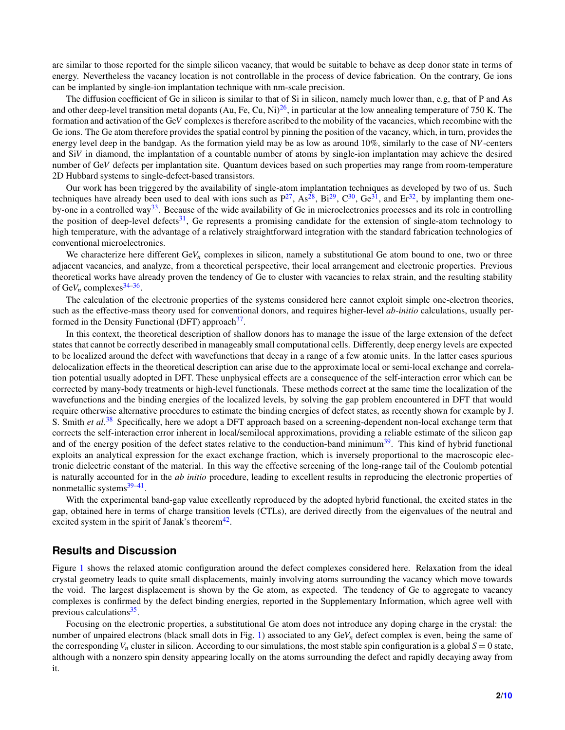are similar to those reported for the simple silicon vacancy, that would be suitable to behave as deep donor state in terms of energy. Nevertheless the vacancy location is not controllable in the process of device fabrication. On the contrary, Ge ions can be implanted by single-ion implantation technique with nm-scale precision.

The diffusion coefficient of Ge in silicon is similar to that of Si in silicon, namely much lower than, e.g, that of P and As and other deep-level transition metal dopants (Au, Fe, Cu, Ni)[26], in particular at the low annealing temperature of 750 K. The formation and activation of the Ge$V$ complexes is therefore ascribed to the mobility of the vacancies, which recombine with the Ge ions. The Ge atom therefore provides the spatial control by pinning the position of the vacancy, which, in turn, provides the energy level deep in the bandgap. As the formation yield may be as low as around 10%, similarly to the case of N$V$-centers and Si$V$ in diamond, the implantation of a countable number of atoms by single-ion implantation may achieve the desired number of Ge$V$ defects per implantation site. Quantum devices based on such properties may range from room-temperature 2D Hubbard systems to single-defect-based transistors.

Our work has been triggered by the availability of single-atom implantation techniques as developed by two of us. Such techniques have already been used to deal with ions such as P[27], As[28], Bi[29], C[30], Ge[31], and Er[32], by implanting them one-by-one in a controlled way[33]. Because of the wide availability of Ge in microelectronics processes and its role in controlling the position of deep-level defects[31], Ge represents a promising candidate for the extension of single-atom technology to high temperature, with the advantage of a relatively straightforward integration with the standard fabrication technologies of conventional microelectronics.

We characterize here different Ge$V_n$ complexes in silicon, namely a substitutional Ge atom bound to one, two or three adjacent vacancies, and analyze, from a theoretical perspective, their local arrangement and electronic properties. Previous theoretical works have already proven the tendency of Ge to cluster with vacancies to relax strain, and the resulting stability of Ge$V_n$ complexes[34–36].

The calculation of the electronic properties of the systems considered here cannot exploit simple one-electron theories, such as the effective-mass theory used for conventional donors, and requires higher-level *ab-initio* calculations, usually performed in the Density Functional (DFT) approach[37].

In this context, the theoretical description of shallow donors has to manage the issue of the large extension of the defect states that cannot be correctly described in manageably small computational cells. Differently, deep energy levels are expected to be localized around the defect with wavefunctions that decay in a range of a few atomic units. In the latter cases spurious delocalization effects in the theoretical description can arise due to the approximate local or semi-local exchange and correlation potential usually adopted in DFT. These unphysical effects are a consequence of the self-interaction error which can be corrected by many-body treatments or high-level functionals. These methods correct at the same time the localization of the wavefunctions and the binding energies of the localized levels, by solving the gap problem encountered in DFT that would require otherwise alternative procedures to estimate the binding energies of defect states, as recently shown for example by J. S. Smith *et al.*[38] Specifically, here we adopt a DFT approach based on a screening-dependent non-local exchange term that corrects the self-interaction error inherent in local/semilocal approximations, providing a reliable estimate of the silicon gap and of the energy position of the defect states relative to the conduction-band minimum[39]. This kind of hybrid functional exploits an analytical expression for the exact exchange fraction, which is inversely proportional to the macroscopic electronic dielectric constant of the material. In this way the effective screening of the long-range tail of the Coulomb potential is naturally accounted for in the *ab initio* procedure, leading to excellent results in reproducing the electronic properties of nonmetallic systems[39–41].

With the experimental band-gap value excellently reproduced by the adopted hybrid functional, the excited states in the gap, obtained here in terms of charge transition levels (CTLs), are derived directly from the eigenvalues of the neutral and excited system in the spirit of Janak's theorem[42].

## Results and Discussion

Figure 1 shows the relaxed atomic configuration around the defect complexes considered here. Relaxation from the ideal crystal geometry leads to quite small displacements, mainly involving atoms surrounding the vacancy which move towards the void. The largest displacement is shown by the Ge atom, as expected. The tendency of Ge to aggregate to vacancy complexes is confirmed by the defect binding energies, reported in the Supplementary Information, which agree well with previous calculations[35].

Focusing on the electronic properties, a substitutional Ge atom does not introduce any doping charge in the crystal: the number of unpaired electrons (black small dots in Fig. 1) associated to any Ge$V_n$ defect complex is even, being the same of the corresponding $V_n$ cluster in silicon. According to our simulations, the most stable spin configuration is a global $S = 0$ state, although with a nonzero spin density appearing locally on the atoms surrounding the defect and rapidly decaying away from it.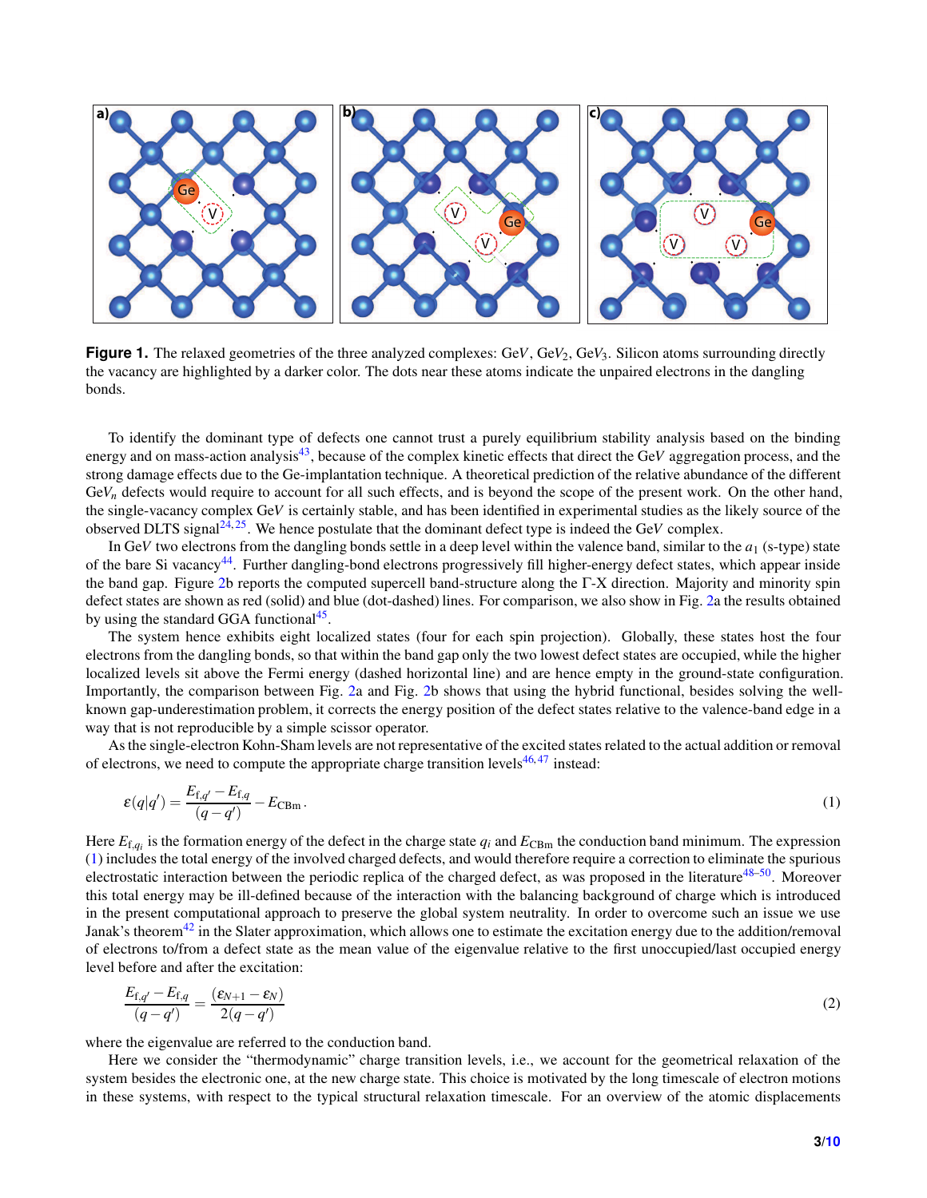**Figure 1.** The relaxed geometries of the three analyzed complexes: Ge$V$, Ge$V_2$, Ge$V_3$. Silicon atoms surrounding directly the vacancy are highlighted by a darker color. The dots near these atoms indicate the unpaired electrons in the dangling bonds.

To identify the dominant type of defects one cannot trust a purely equilibrium stability analysis based on the binding energy and on mass-action analysis[43], because of the complex kinetic effects that direct the Ge$V$ aggregation process, and the strong damage effects due to the Ge-implantation technique. A theoretical prediction of the relative abundance of the different Ge$V_n$ defects would require to account for all such effects, and is beyond the scope of the present work. On the other hand, the single-vacancy complex Ge$V$ is certainly stable, and has been identified in experimental studies as the likely source of the observed DLTS signal[24,25]. We hence postulate that the dominant defect type is indeed the Ge$V$ complex.

In Ge$V$ two electrons from the dangling bonds settle in a deep level within the valence band, similar to the $a_1$ (s-type) state of the bare Si vacancy[44]. Further dangling-bond electrons progressively fill higher-energy defect states, which appear inside the band gap. Figure 2b reports the computed supercell band-structure along the Γ-X direction. Majority and minority spin defect states are shown as red (solid) and blue (dot-dashed) lines. For comparison, we also show in Fig. 2a the results obtained by using the standard GGA functional[45].

The system hence exhibits eight localized states (four for each spin projection). Globally, these states host the four electrons from the dangling bonds, so that within the band gap only the two lowest defect states are occupied, while the higher localized levels sit above the Fermi energy (dashed horizontal line) and are hence empty in the ground-state configuration. Importantly, the comparison between Fig. 2a and Fig. 2b shows that using the hybrid functional, besides solving the well-known gap-underestimation problem, it corrects the energy position of the defect states relative to the valence-band edge in a way that is not reproducible by a simple scissor operator.

As the single-electron Kohn-Sham levels are not representative of the excited states related to the actual addition or removal of electrons, we need to compute the appropriate charge transition levels[46,47] instead:

$$\varepsilon(q|q') = \frac{E_{\mathrm{f},q'} - E_{\mathrm{f},q}}{(q - q')} - E_{\mathrm{CBm}}\,. \tag{1}$$

Here $E_{\mathrm{f},q_i}$ is the formation energy of the defect in the charge state $q_i$ and $E_{\mathrm{CBm}}$ the conduction band minimum. The expression (1) includes the total energy of the involved charged defects, and would therefore require a correction to eliminate the spurious electrostatic interaction between the periodic replica of the charged defect, as was proposed in the literature[48–50]. Moreover this total energy may be ill-defined because of the interaction with the balancing background of charge which is introduced in the present computational approach to preserve the global system neutrality. In order to overcome such an issue we use Janak's theorem[42] in the Slater approximation, which allows one to estimate the excitation energy due to the addition/removal of electrons to/from a defect state as the mean value of the eigenvalue relative to the first unoccupied/last occupied energy level before and after the excitation:

$$\frac{E_{\mathrm{f},q'} - E_{\mathrm{f},q}}{(q - q')} = \frac{(\varepsilon_{N+1} - \varepsilon_N)}{2(q - q')} \tag{2}$$

where the eigenvalue are referred to the conduction band.

Here we consider the "thermodynamic" charge transition levels, i.e., we account for the geometrical relaxation of the system besides the electronic one, at the new charge state. This choice is motivated by the long timescale of electron motions in these systems, with respect to the typical structural relaxation timescale. For an overview of the atomic displacements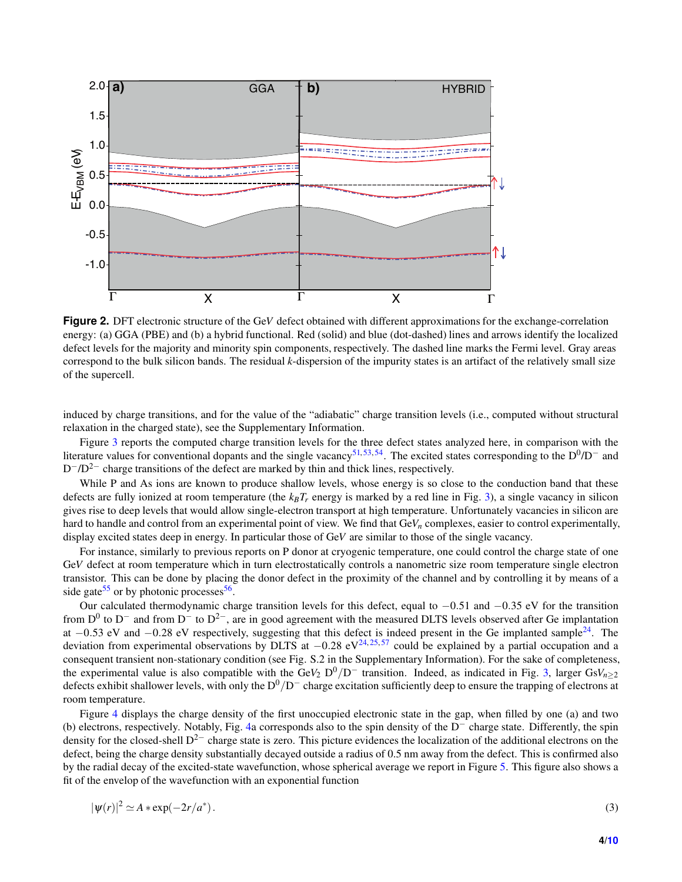Figure 2. DFT electronic structure of the Ge$V$ defect obtained with different approximations for the exchange-correlation energy: (a) GGA (PBE) and (b) a hybrid functional. Red (solid) and blue (dot-dashed) lines and arrows identify the localized defect levels for the majority and minority spin components, respectively. The dashed line marks the Fermi level. Gray areas correspond to the bulk silicon bands. The residual $k$-dispersion of the impurity states is an artifact of the relatively small size of the supercell.

induced by charge transitions, and for the value of the "adiabatic" charge transition levels (i.e., computed without structural relaxation in the charged state), see the Supplementary Information.

Figure 3 reports the computed charge transition levels for the three defect states analyzed here, in comparison with the literature values for conventional dopants and the single vacancy[51,53,54]. The excited states corresponding to the $D^0/D^-$ and $D^-/D^{2-}$ charge transitions of the defect are marked by thin and thick lines, respectively.

While P and As ions are known to produce shallow levels, whose energy is so close to the conduction band that these defects are fully ionized at room temperature (the $k_BT_r$ energy is marked by a red line in Fig. 3), a single vacancy in silicon gives rise to deep levels that would allow single-electron transport at high temperature. Unfortunately vacancies in silicon are hard to handle and control from an experimental point of view. We find that Ge$V_n$ complexes, easier to control experimentally, display excited states deep in energy. In particular those of Ge$V$ are similar to those of the single vacancy.

For instance, similarly to previous reports on P donor at cryogenic temperature, one could control the charge state of one Ge$V$ defect at room temperature which in turn electrostatically controls a nanometric size room temperature single electron transistor. This can be done by placing the donor defect in the proximity of the channel and by controlling it by means of a side gate[55] or by photonic processes[56].

Our calculated thermodynamic charge transition levels for this defect, equal to $-0.51$ and $-0.35$ eV for the transition from $D^0$ to $D^-$ and from $D^-$ to $D^{2-}$, are in good agreement with the measured DLTS levels observed after Ge implantation at $-0.53$ eV and $-0.28$ eV respectively, suggesting that this defect is indeed present in the Ge implanted sample[24]. The deviation from experimental observations by DLTS at $-0.28$ eV[24,25,57] could be explained by a partial occupation and a consequent transient non-stationary condition (see Fig. S.2 in the Supplementary Information). For the sake of completeness, the experimental value is also compatible with the Ge$V_2$ $D^0/D^-$ transition. Indeed, as indicated in Fig. 3, larger Gs$V_{n\geq 2}$ defects exhibit shallower levels, with only the $D^0/D^-$ charge excitation sufficiently deep to ensure the trapping of electrons at room temperature.

Figure 4 displays the charge density of the first unoccupied electronic state in the gap, when filled by one (a) and two (b) electrons, respectively. Notably, Fig. 4a corresponds also to the spin density of the $D^-$ charge state. Differently, the spin density for the closed-shell $D^{2-}$ charge state is zero. This picture evidences the localization of the additional electrons on the defect, being the charge density substantially decayed outside a radius of 0.5 nm away from the defect. This is confirmed also by the radial decay of the excited-state wavefunction, whose spherical average we report in Figure 5. This figure also shows a fit of the envelop of the wavefunction with an exponential function

$$|\psi(r)|^2 \simeq A * \exp(-2r/a^*)\,. \tag{3}$$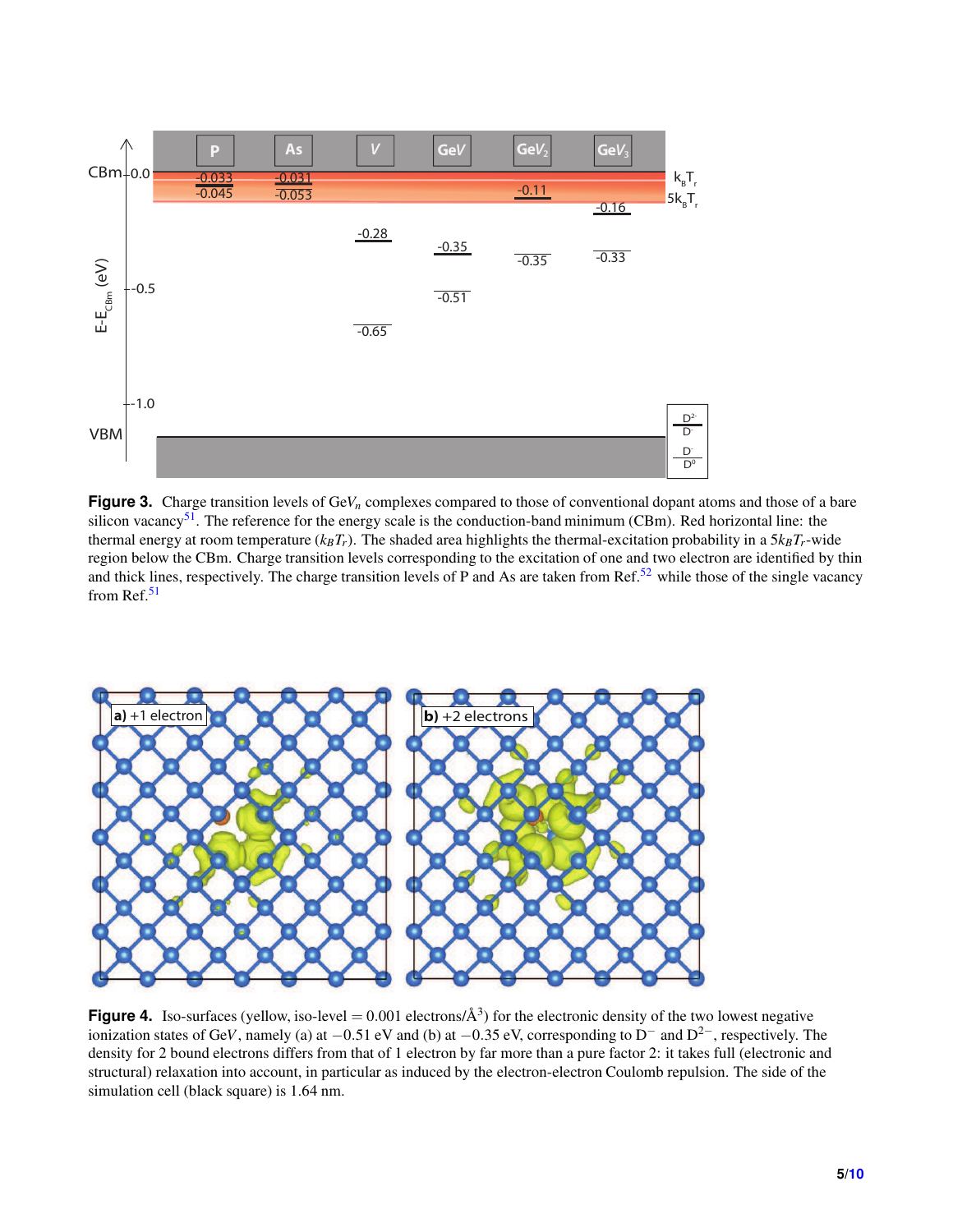**Figure 3.** Charge transition levels of Ge$V_n$ complexes compared to those of conventional dopant atoms and those of a bare silicon vacancy[51]. The reference for the energy scale is the conduction-band minimum (CBm). Red horizontal line: the thermal energy at room temperature ($k_BT_r$). The shaded area highlights the thermal-excitation probability in a $5k_BT_r$-wide region below the CBm. Charge transition levels corresponding to the excitation of one and two electron are identified by thin and thick lines, respectively. The charge transition levels of P and As are taken from Ref.[52] while those of the single vacancy from Ref.[51]

**Figure 4.** Iso-surfaces (yellow, iso-level = 0.001 electrons/Å$^3$) for the electronic density of the two lowest negative ionization states of Ge$V$, namely (a) at $-0.51$ eV and (b) at $-0.35$ eV, corresponding to $D^-$ and $D^{2-}$, respectively. The density for 2 bound electrons differs from that of 1 electron by far more than a pure factor 2: it takes full (electronic and structural) relaxation into account, in particular as induced by the electron-electron Coulomb repulsion. The side of the simulation cell (black square) is 1.64 nm.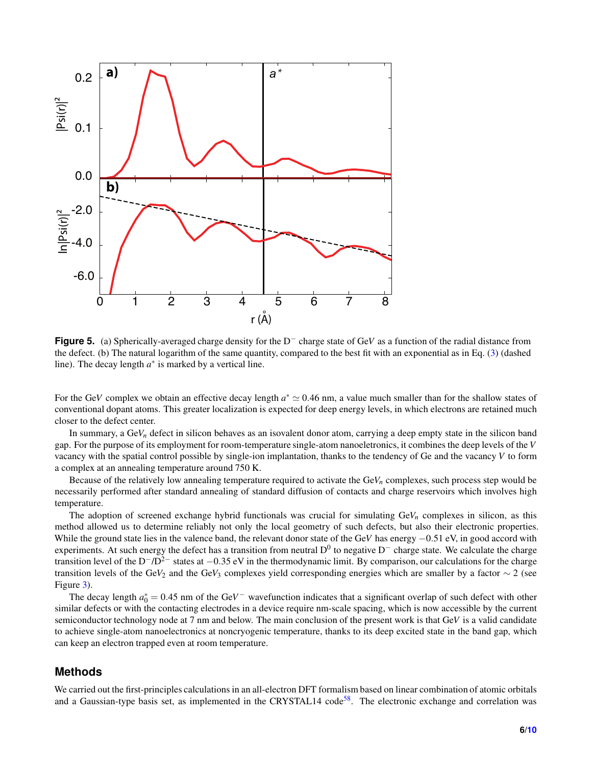**Figure 5.** (a) Spherically-averaged charge density for the $D^-$ charge state of Ge$V$ as a function of the radial distance from the defect. (b) The natural logarithm of the same quantity, compared to the best fit with an exponential as in Eq. (3) (dashed line). The decay length $a^*$ is marked by a vertical line.

For the Ge$V$ complex we obtain an effective decay length $a^* \simeq 0.46$ nm, a value much smaller than for the shallow states of conventional dopant atoms. This greater localization is expected for deep energy levels, in which electrons are retained much closer to the defect center.

In summary, a Ge$V_n$ defect in silicon behaves as an isovalent donor atom, carrying a deep empty state in the silicon band gap. For the purpose of its employment for room-temperature single-atom nanoeletronics, it combines the deep levels of the $V$ vacancy with the spatial control possible by single-ion implantation, thanks to the tendency of Ge and the vacancy $V$ to form a complex at an annealing temperature around 750 K.

Because of the relatively low annealing temperature required to activate the Ge$V_n$ complexes, such process step would be necessarily performed after standard annealing of standard diffusion of contacts and charge reservoirs which involves high temperature.

The adoption of screened exchange hybrid functionals was crucial for simulating Ge$V_n$ complexes in silicon, as this method allowed us to determine reliably not only the local geometry of such defects, but also their electronic properties. While the ground state lies in the valence band, the relevant donor state of the Ge$V$ has energy $-0.51$ eV, in good accord with experiments. At such energy the defect has a transition from neutral $D^0$ to negative $D^-$ charge state. We calculate the charge transition level of the $D^-/D^{2-}$ states at $-0.35$ eV in the thermodynamic limit. By comparison, our calculations for the charge transition levels of the Ge$V_2$ and the Ge$V_3$ complexes yield corresponding energies which are smaller by a factor $\sim 2$ (see Figure 3).

The decay length $a_0^* = 0.45$ nm of the Ge$V^-$ wavefunction indicates that a significant overlap of such defect with other similar defects or with the contacting electrodes in a device require nm-scale spacing, which is now accessible by the current semiconductor technology node at 7 nm and below. The main conclusion of the present work is that Ge$V$ is a valid candidate to achieve single-atom nanoelectronics at noncryogenic temperature, thanks to its deep excited state in the band gap, which can keep an electron trapped even at room temperature.

## Methods

We carried out the first-principles calculations in an all-electron DFT formalism based on linear combination of atomic orbitals and a Gaussian-type basis set, as implemented in the CRYSTAL14 code[58]. The electronic exchange and correlation was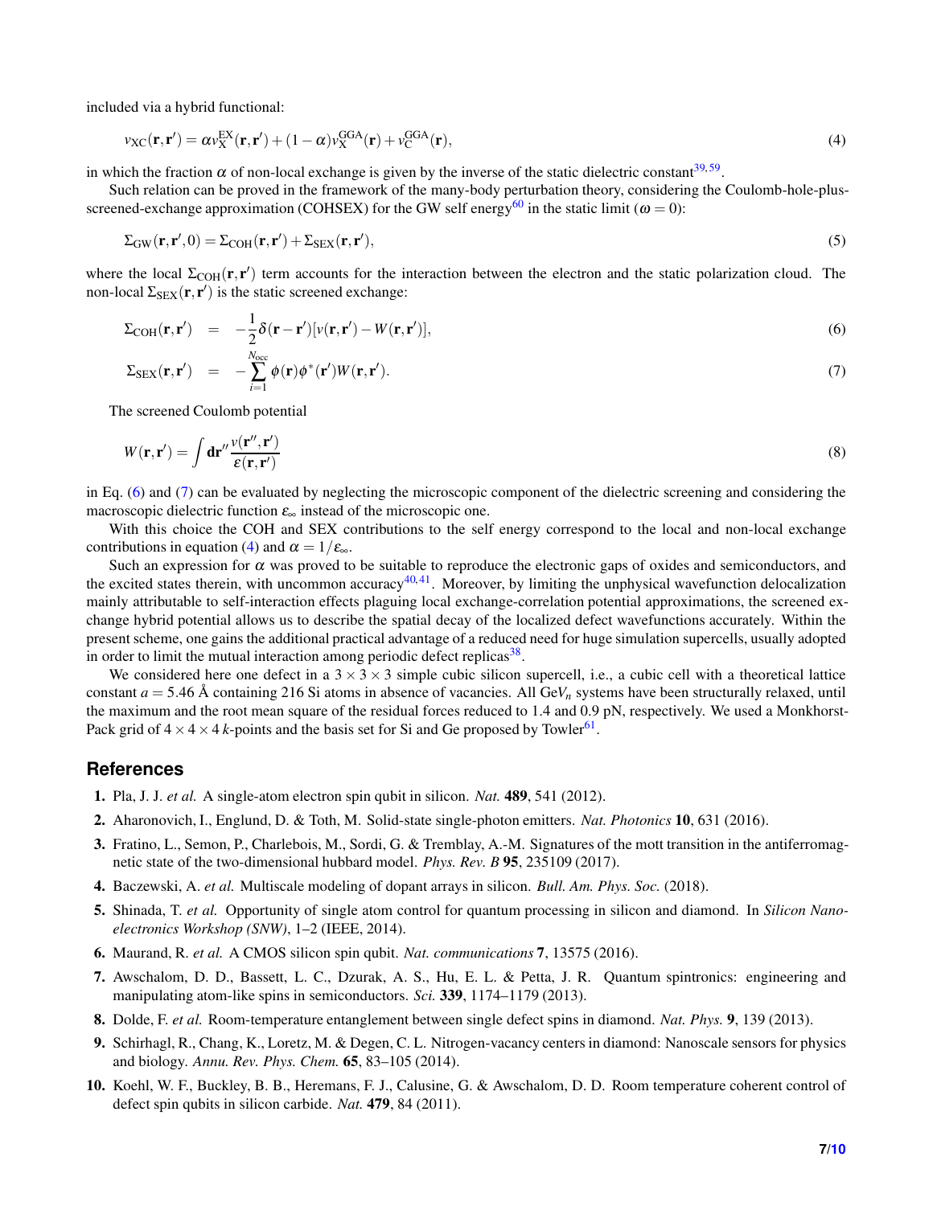included via a hybrid functional:

$$v_{\mathrm{XC}}(\mathbf{r},\mathbf{r}') = \alpha v_{\mathrm{X}}^{\mathrm{EX}}(\mathbf{r},\mathbf{r}') + (1-\alpha) v_{\mathrm{X}}^{\mathrm{GGA}}(\mathbf{r}) + v_{\mathrm{C}}^{\mathrm{GGA}}(\mathbf{r}), \tag{4}$$

in which the fraction $\alpha$ of non-local exchange is given by the inverse of the static dielectric constant[39,59].

Such relation can be proved in the framework of the many-body perturbation theory, considering the Coulomb-hole-plus-screened-exchange approximation (COHSEX) for the GW self energy[60] in the static limit ($\omega = 0$):

$$\Sigma_{\mathrm{GW}}(\mathbf{r},\mathbf{r}',0) = \Sigma_{\mathrm{COH}}(\mathbf{r},\mathbf{r}') + \Sigma_{\mathrm{SEX}}(\mathbf{r},\mathbf{r}'), \tag{5}$$

where the local $\Sigma_{\mathrm{COH}}(\mathbf{r},\mathbf{r}')$ term accounts for the interaction between the electron and the static polarization cloud. The non-local $\Sigma_{\mathrm{SEX}}(\mathbf{r},\mathbf{r}')$ is the static screened exchange:

$$\Sigma_{\mathrm{COH}}(\mathbf{r},\mathbf{r}') = -\frac{1}{2}\delta(\mathbf{r}-\mathbf{r}')[v(\mathbf{r},\mathbf{r}') - W(\mathbf{r},\mathbf{r}')], \tag{6}$$

$$\Sigma_{\mathrm{SEX}}(\mathbf{r},\mathbf{r}') = -\sum_{i=1}^{N_{\mathrm{occ}}} \phi(\mathbf{r})\phi^*(\mathbf{r}')W(\mathbf{r},\mathbf{r}'). \tag{7}$$

The screened Coulomb potential

$$W(\mathbf{r},\mathbf{r}') = \int \mathbf{dr}'' \frac{v(\mathbf{r}'',\mathbf{r}')}{\varepsilon(\mathbf{r},\mathbf{r}')} \tag{8}$$

in Eq. (6) and (7) can be evaluated by neglecting the microscopic component of the dielectric screening and considering the macroscopic dielectric function $\varepsilon_\infty$ instead of the microscopic one.

With this choice the COH and SEX contributions to the self energy correspond to the local and non-local exchange contributions in equation (4) and $\alpha = 1/\varepsilon_\infty$.

Such an expression for $\alpha$ was proved to be suitable to reproduce the electronic gaps of oxides and semiconductors, and the excited states therein, with uncommon accuracy[40,41]. Moreover, by limiting the unphysical wavefunction delocalization mainly attributable to self-interaction effects plaguing local exchange-correlation potential approximations, the screened exchange hybrid potential allows us to describe the spatial decay of the localized defect wavefunctions accurately. Within the present scheme, one gains the additional practical advantage of a reduced need for huge simulation supercells, usually adopted in order to limit the mutual interaction among periodic defect replicas[38].

We considered here one defect in a $3 \times 3 \times 3$ simple cubic silicon supercell, i.e., a cubic cell with a theoretical lattice constant $a = 5.46$ Å containing 216 Si atoms in absence of vacancies. All Ge$V_n$ systems have been structurally relaxed, until the maximum and the root mean square of the residual forces reduced to 1.4 and 0.9 pN, respectively. We used a Monkhorst-Pack grid of $4 \times 4 \times 4$ $k$-points and the basis set for Si and Ge proposed by Towler[61].

## References

1. Pla, J. J. *et al.* A single-atom electron spin qubit in silicon. *Nat.* **489**, 541 (2012).
2. Aharonovich, I., Englund, D. & Toth, M. Solid-state single-photon emitters. *Nat. Photonics* **10**, 631 (2016).
3. Fratino, L., Semon, P., Charlebois, M., Sordi, G. & Tremblay, A.-M. Signatures of the mott transition in the antiferromagnetic state of the two-dimensional hubbard model. *Phys. Rev. B* **95**, 235109 (2017).
4. Baczewski, A. *et al.* Multiscale modeling of dopant arrays in silicon. *Bull. Am. Phys. Soc.* (2018).
5. Shinada, T. *et al.* Opportunity of single atom control for quantum processing in silicon and diamond. In *Silicon Nanoelectronics Workshop (SNW)*, 1–2 (IEEE, 2014).
6. Maurand, R. *et al.* A CMOS silicon spin qubit. *Nat. communications* **7**, 13575 (2016).
7. Awschalom, D. D., Bassett, L. C., Dzurak, A. S., Hu, E. L. & Petta, J. R. Quantum spintronics: engineering and manipulating atom-like spins in semiconductors. *Sci.* **339**, 1174–1179 (2013).
8. Dolde, F. *et al.* Room-temperature entanglement between single defect spins in diamond. *Nat. Phys.* **9**, 139 (2013).
9. Schirhagl, R., Chang, K., Loretz, M. & Degen, C. L. Nitrogen-vacancy centers in diamond: Nanoscale sensors for physics and biology. *Annu. Rev. Phys. Chem.* **65**, 83–105 (2014).
10. Koehl, W. F., Buckley, B. B., Heremans, F. J., Calusine, G. & Awschalom, D. D. Room temperature coherent control of defect spin qubits in silicon carbide. *Nat.* **479**, 84 (2011).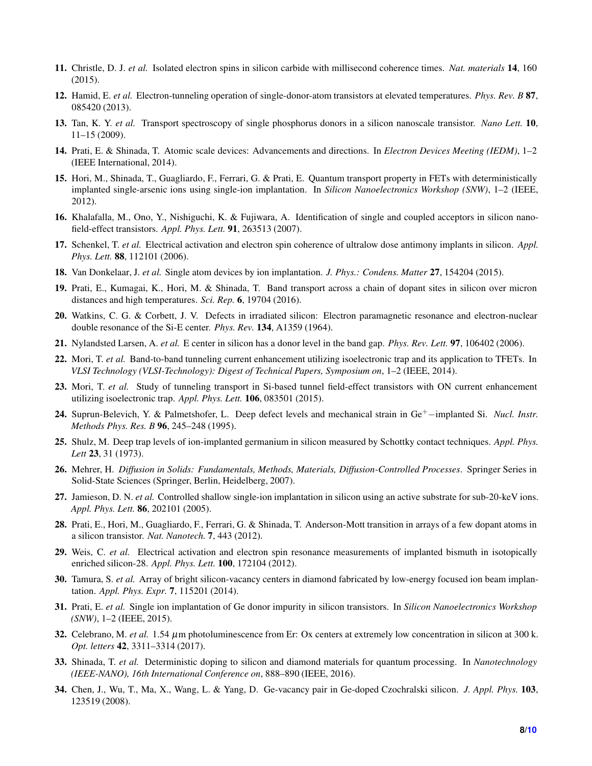11. Christle, D. J. *et al.* Isolated electron spins in silicon carbide with millisecond coherence times. *Nat. materials* **14**, 160 (2015).
12. Hamid, E. *et al.* Electron-tunneling operation of single-donor-atom transistors at elevated temperatures. *Phys. Rev. B* **87**, 085420 (2013).
13. Tan, K. Y. *et al.* Transport spectroscopy of single phosphorus donors in a silicon nanoscale transistor. *Nano Lett.* **10**, 11–15 (2009).
14. Prati, E. & Shinada, T. Atomic scale devices: Advancements and directions. In *Electron Devices Meeting (IEDM)*, 1–2 (IEEE International, 2014).
15. Hori, M., Shinada, T., Guagliardo, F., Ferrari, G. & Prati, E. Quantum transport property in FETs with deterministically implanted single-arsenic ions using single-ion implantation. In *Silicon Nanoelectronics Workshop (SNW)*, 1–2 (IEEE, 2012).
16. Khalafalla, M., Ono, Y., Nishiguchi, K. & Fujiwara, A. Identification of single and coupled acceptors in silicon nano-field-effect transistors. *Appl. Phys. Lett.* **91**, 263513 (2007).
17. Schenkel, T. *et al.* Electrical activation and electron spin coherence of ultralow dose antimony implants in silicon. *Appl. Phys. Lett.* **88**, 112101 (2006).
18. Van Donkelaar, J. *et al.* Single atom devices by ion implantation. *J. Phys.: Condens. Matter* **27**, 154204 (2015).
19. Prati, E., Kumagai, K., Hori, M. & Shinada, T. Band transport across a chain of dopant sites in silicon over micron distances and high temperatures. *Sci. Rep.* **6**, 19704 (2016).
20. Watkins, C. G. & Corbett, J. V. Defects in irradiated silicon: Electron paramagnetic resonance and electron-nuclear double resonance of the Si-E center. *Phys. Rev.* **134**, A1359 (1964).
21. Nylandsted Larsen, A. *et al.* E center in silicon has a donor level in the band gap. *Phys. Rev. Lett.* **97**, 106402 (2006).
22. Mori, T. *et al.* Band-to-band tunneling current enhancement utilizing isoelectronic trap and its application to TFETs. In *VLSI Technology (VLSI-Technology): Digest of Technical Papers, Symposium on*, 1–2 (IEEE, 2014).
23. Mori, T. *et al.* Study of tunneling transport in Si-based tunnel field-effect transistors with ON current enhancement utilizing isoelectronic trap. *Appl. Phys. Lett.* **106**, 083501 (2015).
24. Suprun-Belevich, Y. & Palmetshofer, L. Deep defect levels and mechanical strain in $Ge^{+}-$implanted Si. *Nucl. Instr. Methods Phys. Res. B* **96**, 245–248 (1995).
25. Shulz, M. Deep trap levels of ion-implanted germanium in silicon measured by Schottky contact techniques. *Appl. Phys. Lett* **23**, 31 (1973).
26. Mehrer, H. *Diffusion in Solids: Fundamentals, Methods, Materials, Diffusion-Controlled Processes*. Springer Series in Solid-State Sciences (Springer, Berlin, Heidelberg, 2007).
27. Jamieson, D. N. *et al.* Controlled shallow single-ion implantation in silicon using an active substrate for sub-20-keV ions. *Appl. Phys. Lett.* **86**, 202101 (2005).
28. Prati, E., Hori, M., Guagliardo, F., Ferrari, G. & Shinada, T. Anderson-Mott transition in arrays of a few dopant atoms in a silicon transistor. *Nat. Nanotech.* **7**, 443 (2012).
29. Weis, C. *et al.* Electrical activation and electron spin resonance measurements of implanted bismuth in isotopically enriched silicon-28. *Appl. Phys. Lett.* **100**, 172104 (2012).
30. Tamura, S. *et al.* Array of bright silicon-vacancy centers in diamond fabricated by low-energy focused ion beam implantation. *Appl. Phys. Expr.* **7**, 115201 (2014).
31. Prati, E. *et al.* Single ion implantation of Ge donor impurity in silicon transistors. In *Silicon Nanoelectronics Workshop (SNW)*, 1–2 (IEEE, 2015).
32. Celebrano, M. *et al.* 1.54 $\mu$m photoluminescence from Er: Ox centers at extremely low concentration in silicon at 300 k. *Opt. letters* **42**, 3311–3314 (2017).
33. Shinada, T. *et al.* Deterministic doping to silicon and diamond materials for quantum processing. In *Nanotechnology (IEEE-NANO), 16th International Conference on*, 888–890 (IEEE, 2016).
34. Chen, J., Wu, T., Ma, X., Wang, L. & Yang, D. Ge-vacancy pair in Ge-doped Czochralski silicon. *J. Appl. Phys.* **103**, 123519 (2008).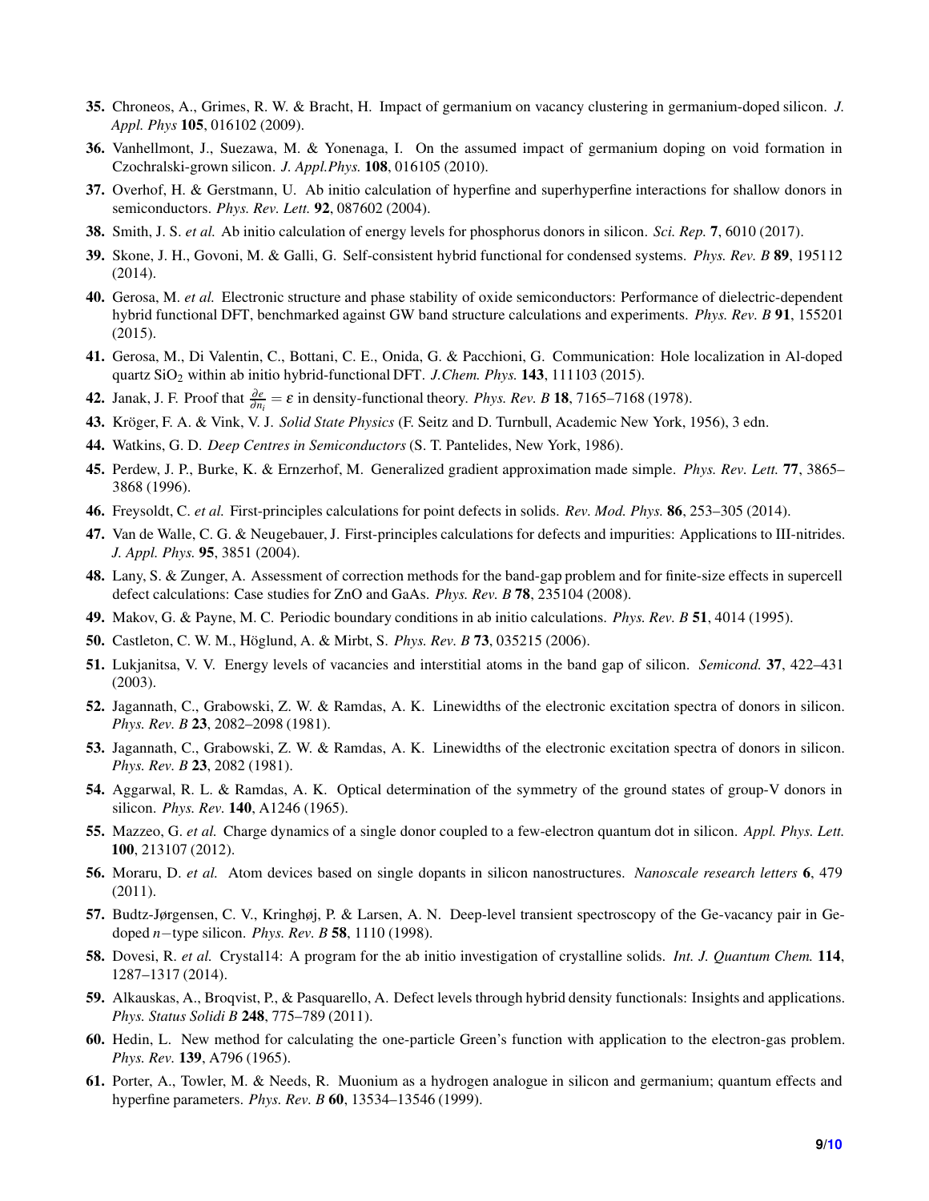35. Chroneos, A., Grimes, R. W. & Bracht, H. Impact of germanium on vacancy clustering in germanium-doped silicon. *J. Appl. Phys* **105**, 016102 (2009).

36. Vanhellmont, J., Suezawa, M. & Yonenaga, I. On the assumed impact of germanium doping on void formation in Czochralski-grown silicon. *J. Appl.Phys.* **108**, 016105 (2010).

37. Overhof, H. & Gerstmann, U. Ab initio calculation of hyperfine and superhyperfine interactions for shallow donors in semiconductors. *Phys. Rev. Lett.* **92**, 087602 (2004).

38. Smith, J. S. *et al.* Ab initio calculation of energy levels for phosphorus donors in silicon. *Sci. Rep.* **7**, 6010 (2017).

39. Skone, J. H., Govoni, M. & Galli, G. Self-consistent hybrid functional for condensed systems. *Phys. Rev. B* **89**, 195112 (2014).

40. Gerosa, M. *et al.* Electronic structure and phase stability of oxide semiconductors: Performance of dielectric-dependent hybrid functional DFT, benchmarked against GW band structure calculations and experiments. *Phys. Rev. B* **91**, 155201 (2015).

41. Gerosa, M., Di Valentin, C., Bottani, C. E., Onida, G. & Pacchioni, G. Communication: Hole localization in Al-doped quartz $SiO_2$ within ab initio hybrid-functional DFT. *J.Chem. Phys.* **143**, 111103 (2015).

42. Janak, J. F. Proof that $\frac{\partial e}{\partial n_i} = \varepsilon$ in density-functional theory. *Phys. Rev. B* **18**, 7165–7168 (1978).

43. Kröger, F. A. & Vink, V. J. *Solid State Physics* (F. Seitz and D. Turnbull, Academic New York, 1956), 3 edn.

44. Watkins, G. D. *Deep Centres in Semiconductors* (S. T. Pantelides, New York, 1986).

45. Perdew, J. P., Burke, K. & Ernzerhof, M. Generalized gradient approximation made simple. *Phys. Rev. Lett.* **77**, 3865–3868 (1996).

46. Freysoldt, C. *et al.* First-principles calculations for point defects in solids. *Rev. Mod. Phys.* **86**, 253–305 (2014).

47. Van de Walle, C. G. & Neugebauer, J. First-principles calculations for defects and impurities: Applications to III-nitrides. *J. Appl. Phys.* **95**, 3851 (2004).

48. Lany, S. & Zunger, A. Assessment of correction methods for the band-gap problem and for finite-size effects in supercell defect calculations: Case studies for ZnO and GaAs. *Phys. Rev. B* **78**, 235104 (2008).

49. Makov, G. & Payne, M. C. Periodic boundary conditions in ab initio calculations. *Phys. Rev. B* **51**, 4014 (1995).

50. Castleton, C. W. M., Höglund, A. & Mirbt, S. *Phys. Rev. B* **73**, 035215 (2006).

51. Lukjanitsa, V. V. Energy levels of vacancies and interstitial atoms in the band gap of silicon. *Semicond.* **37**, 422–431 (2003).

52. Jagannath, C., Grabowski, Z. W. & Ramdas, A. K. Linewidths of the electronic excitation spectra of donors in silicon. *Phys. Rev. B* **23**, 2082–2098 (1981).

53. Jagannath, C., Grabowski, Z. W. & Ramdas, A. K. Linewidths of the electronic excitation spectra of donors in silicon. *Phys. Rev. B* **23**, 2082 (1981).

54. Aggarwal, R. L. & Ramdas, A. K. Optical determination of the symmetry of the ground states of group-V donors in silicon. *Phys. Rev.* **140**, A1246 (1965).

55. Mazzeo, G. *et al.* Charge dynamics of a single donor coupled to a few-electron quantum dot in silicon. *Appl. Phys. Lett.* **100**, 213107 (2012).

56. Moraru, D. *et al.* Atom devices based on single dopants in silicon nanostructures. *Nanoscale research letters* **6**, 479 (2011).

57. Budtz-Jørgensen, C. V., Kringhøj, P. & Larsen, A. N. Deep-level transient spectroscopy of the Ge-vacancy pair in Ge-doped $n-$type silicon. *Phys. Rev. B* **58**, 1110 (1998).

58. Dovesi, R. *et al.* Crystal14: A program for the ab initio investigation of crystalline solids. *Int. J. Quantum Chem.* **114**, 1287–1317 (2014).

59. Alkauskas, A., Broqvist, P., & Pasquarello, A. Defect levels through hybrid density functionals: Insights and applications. *Phys. Status Solidi B* **248**, 775–789 (2011).

60. Hedin, L. New method for calculating the one-particle Green's function with application to the electron-gas problem. *Phys. Rev.* **139**, A796 (1965).

61. Porter, A., Towler, M. & Needs, R. Muonium as a hydrogen analogue in silicon and germanium; quantum effects and hyperfine parameters. *Phys. Rev. B* **60**, 13534–13546 (1999).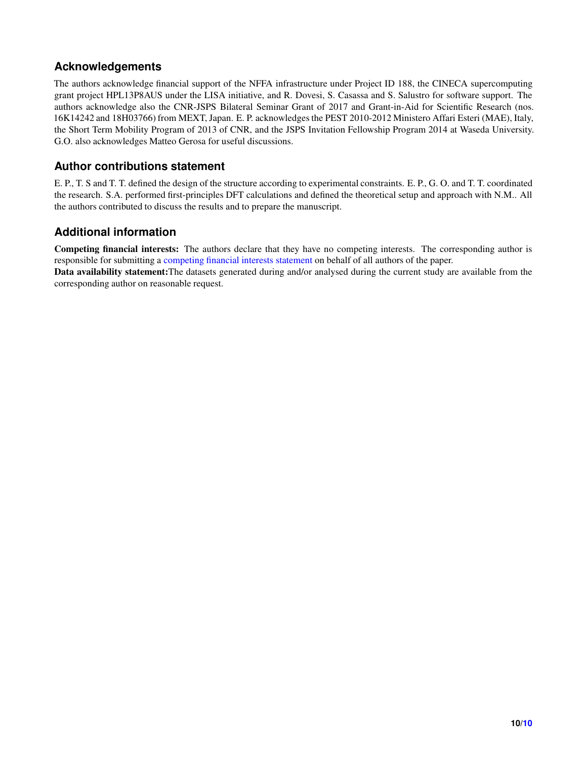## Acknowledgements

The authors acknowledge financial support of the NFFA infrastructure under Project ID 188, the CINECA supercomputing grant project HPL13P8AUS under the LISA initiative, and R. Dovesi, S. Casassa and S. Salustro for software support. The authors acknowledge also the CNR-JSPS Bilateral Seminar Grant of 2017 and Grant-in-Aid for Scientific Research (nos. 16K14242 and 18H03766) from MEXT, Japan. E. P. acknowledges the PEST 2010-2012 Ministero Affari Esteri (MAE), Italy, the Short Term Mobility Program of 2013 of CNR, and the JSPS Invitation Fellowship Program 2014 at Waseda University. G.O. also acknowledges Matteo Gerosa for useful discussions.

## Author contributions statement

E. P., T. S and T. T. defined the design of the structure according to experimental constraints. E. P., G. O. and T. T. coordinated the research. S.A. performed first-principles DFT calculations and defined the theoretical setup and approach with N.M.. All the authors contributed to discuss the results and to prepare the manuscript.

## Additional information

**Competing financial interests:** The authors declare that they have no competing interests. The corresponding author is responsible for submitting a competing financial interests statement on behalf of all authors of the paper.

**Data availability statement:**The datasets generated during and/or analysed during the current study are available from the corresponding author on reasonable request.